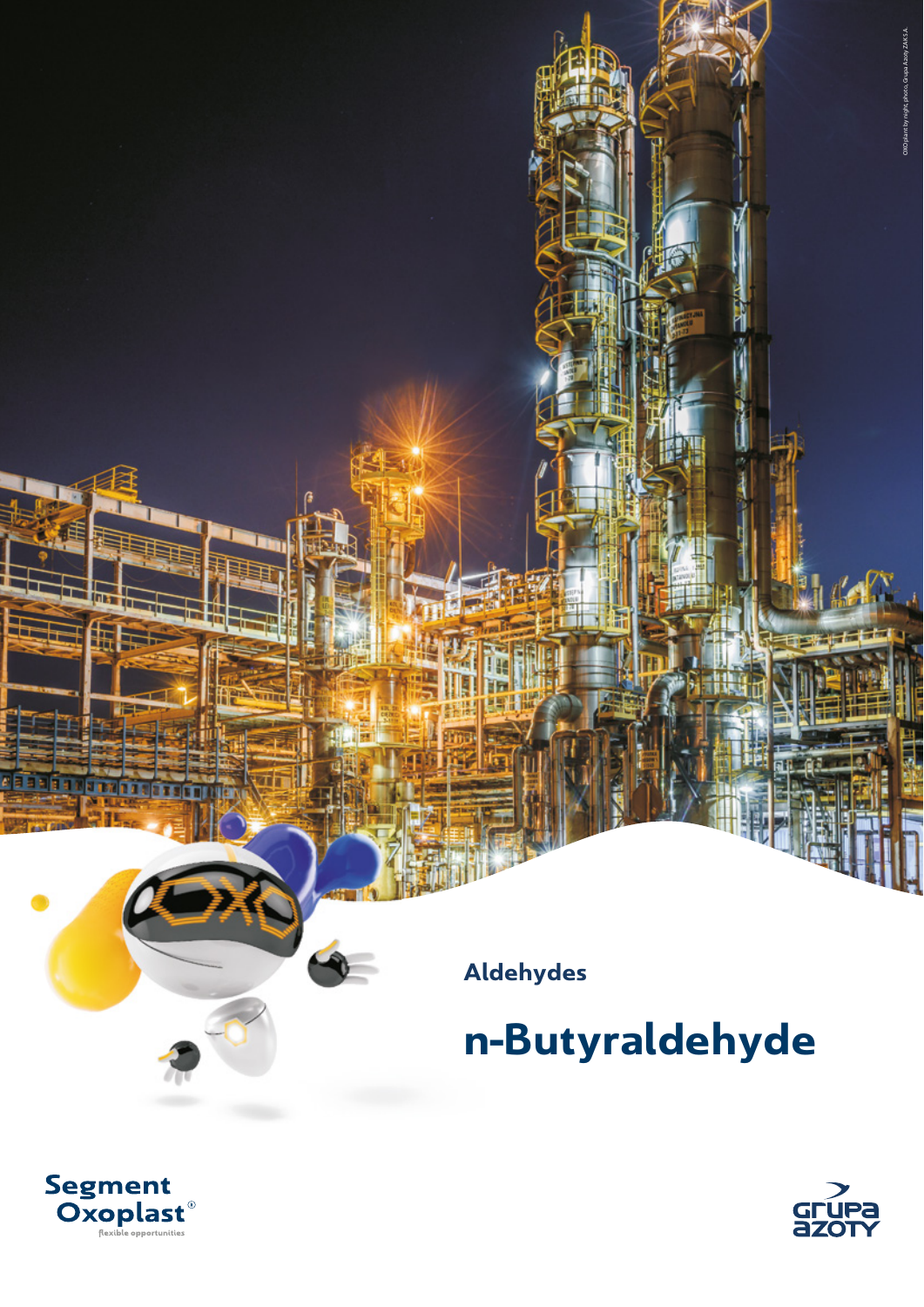Aldehydes

# n-Butyraldehyde

Segment Oxoplast®
flexible opportunities

Grupa Azoty

OXO plant by night, photo, Grupa Azoty ZAK S.A.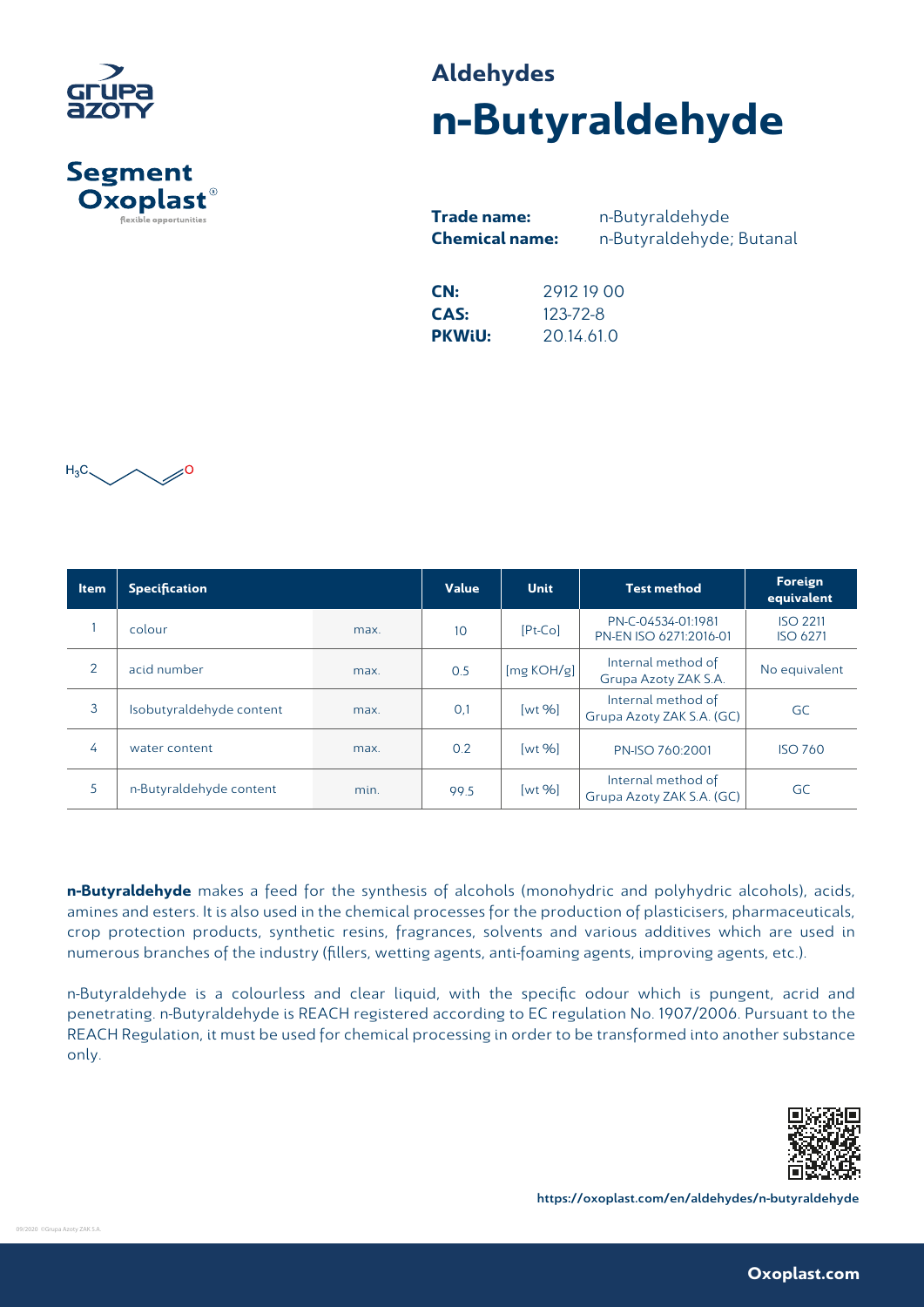Grupa Azoty

Segment Oxoplast®
flexible opportunities

## Aldehydes

# n-Butyraldehyde

**Trade name:** n-Butyraldehyde
**Chemical name:** n-Butyraldehyde; Butanal

**CN:** 2912 19 00
**CAS:** 123-72-8
**PKWiU:** 20.14.61.0

| Item | Specification | | Value | Unit | Test method | Foreign equivalent |
|---|---|---|---|---|---|---|
| 1 | colour | max. | 10 | [Pt-Co] | PN-C-04534-01:1981<br>PN-EN ISO 6271:2016-01 | ISO 2211<br>ISO 6271 |
| 2 | acid number | max. | 0.5 | [mg KOH/g] | Internal method of Grupa Azoty ZAK S.A. | No equivalent |
| 3 | Isobutyraldehyde content | max. | 0,1 | [wt %] | Internal method of Grupa Azoty ZAK S.A. (GC) | GC |
| 4 | water content | max. | 0.2 | [wt %] | PN-ISO 760:2001 | ISO 760 |
| 5 | n-Butyraldehyde content | min. | 99.5 | [wt %] | Internal method of Grupa Azoty ZAK S.A. (GC) | GC |

**n-Butyraldehyde** makes a feed for the synthesis of alcohols (monohydric and polyhydric alcohols), acids, amines and esters. It is also used in the chemical processes for the production of plasticisers, pharmaceuticals, crop protection products, synthetic resins, fragrances, solvents and various additives which are used in numerous branches of the industry (fillers, wetting agents, anti-foaming agents, improving agents, etc.).

n-Butyraldehyde is a colourless and clear liquid, with the specific odour which is pungent, acrid and penetrating. n-Butyraldehyde is REACH registered according to EC regulation No. 1907/2006. Pursuant to the REACH Regulation, it must be used for chemical processing in order to be transformed into another substance only.

https://oxoplast.com/en/aldehydes/n-butyraldehyde

09/2020 ©Grupa Azoty ZAK S.A.

Oxoplast.com